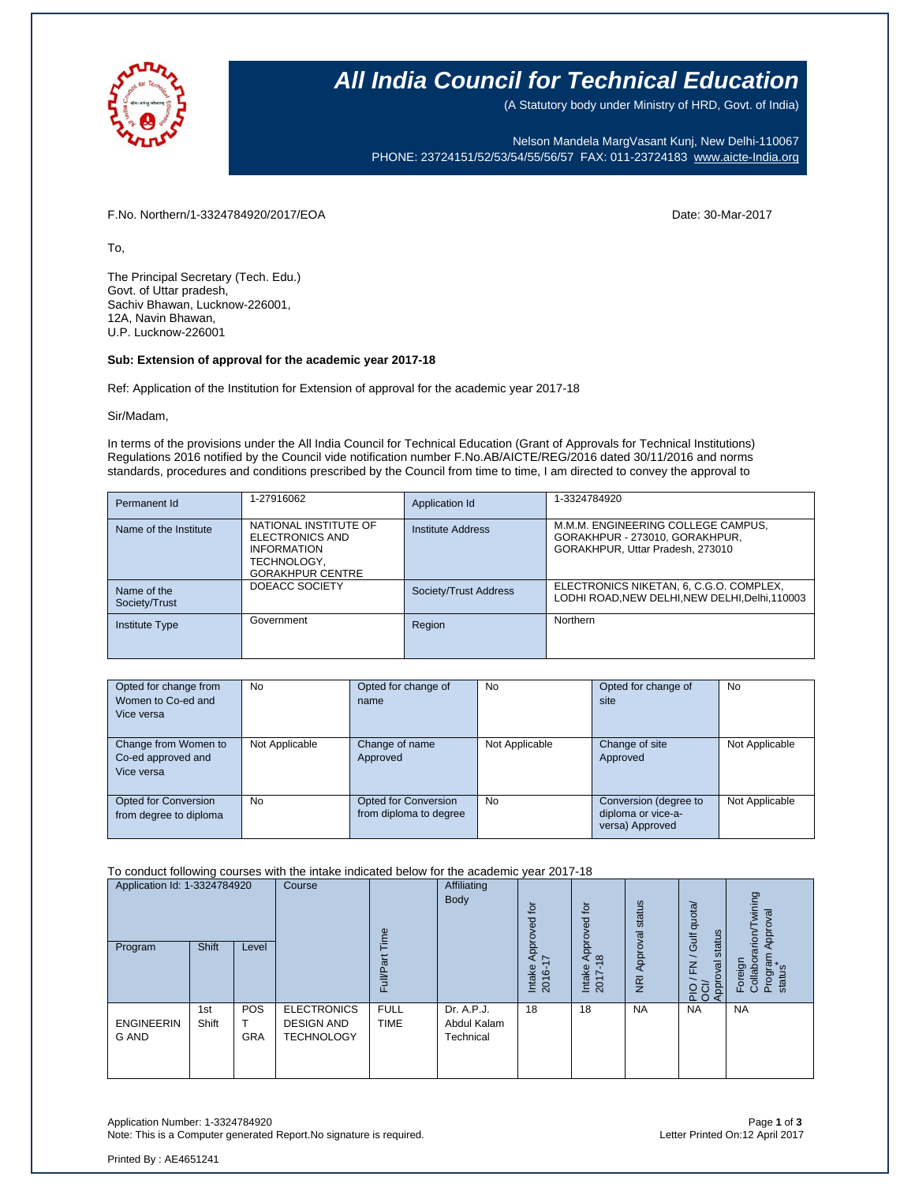# All India Council for Technical Education

(A Statutory body under Ministry of HRD, Govt. of India)

Nelson Mandela MargVasant Kunj, New Delhi-110067
PHONE: 23724151/52/53/54/55/56/57 FAX: 011-23724183 www.aicte-India.org

F.No. Northern/1-3324784920/2017/EOA

Date: 30-Mar-2017

To,

The Principal Secretary (Tech. Edu.)
Govt. of Uttar pradesh,
Sachiv Bhawan, Lucknow-226001,
12A, Navin Bhawan,
U.P. Lucknow-226001

**Sub: Extension of approval for the academic year 2017-18**

Ref: Application of the Institution for Extension of approval for the academic year 2017-18

Sir/Madam,

In terms of the provisions under the All India Council for Technical Education (Grant of Approvals for Technical Institutions) Regulations 2016 notified by the Council vide notification number F.No.AB/AICTE/REG/2016 dated 30/11/2016 and norms standards, procedures and conditions prescribed by the Council from time to time, I am directed to convey the approval to

| Permanent Id | 1-27916062 | Application Id | 1-3324784920 |
|---|---|---|---|
| Name of the Institute | NATIONAL INSTITUTE OF ELECTRONICS AND INFORMATION TECHNOLOGY, GORAKHPUR CENTRE | Institute Address | M.M.M. ENGINEERING COLLEGE CAMPUS, GORAKHPUR - 273010, GORAKHPUR, GORAKHPUR, Uttar Pradesh, 273010 |
| Name of the Society/Trust | DOEACC SOCIETY | Society/Trust Address | ELECTRONICS NIKETAN, 6, C.G.O. COMPLEX, LODHI ROAD,NEW DELHI,NEW DELHI,Delhi,110003 |
| Institute Type | Government | Region | Northern |

| Opted for change from Women to Co-ed and Vice versa | No | Opted for change of name | No | Opted for change of site | No |
|---|---|---|---|---|---|
| Change from Women to Co-ed approved and Vice versa | Not Applicable | Change of name Approved | Not Applicable | Change of site Approved | Not Applicable |
| Opted for Conversion from degree to diploma | No | Opted for Conversion from diploma to degree | No | Conversion (degree to diploma or vice-a-versa) Approved | Not Applicable |

To conduct following courses with the intake indicated below for the academic year 2017-18

| Application Id: 1-3324784920 | | | Course | Full/Part Time | Affiliating Body | Intake Approved for 2016-17 | Intake Approved for 2017-18 | NRI Approval status | PIO / FN / Gulf quota/ OCI/ Approval status | Foreign Collaboration/Twining Program Approval status* |
|---|---|---|---|---|---|---|---|---|---|---|
| Program | Shift | Level | | | | | | | | |
| ENGINEERING AND | 1st Shift | POST GRA | ELECTRONICS DESIGN AND TECHNOLOGY | FULL TIME | Dr. A.P.J. Abdul Kalam Technical | 18 | 18 | NA | NA | NA |

Application Number: 1-3324784920
Note: This is a Computer generated Report.No signature is required.

Letter Printed On:12 April 2017

Printed By : AE4651241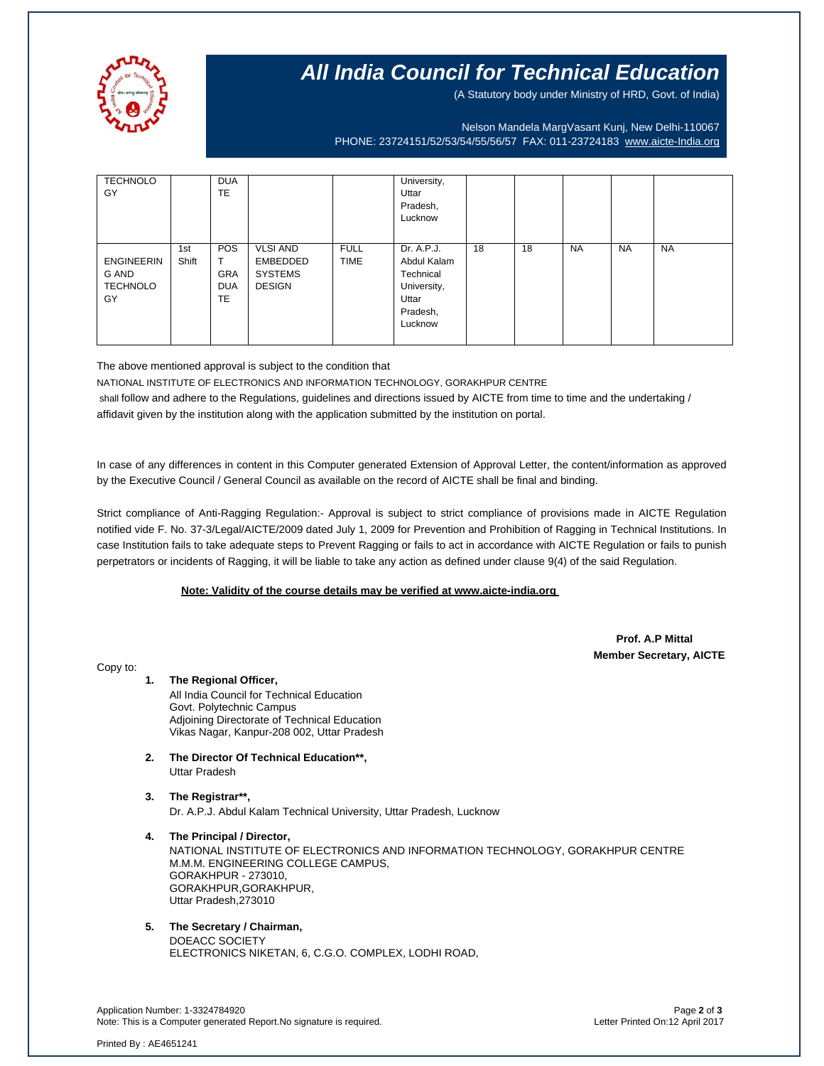| | | | | | | | | | | |
|---|---|---|---|---|---|---|---|---|---|---|
| TECHNOLOGY | | DUATE | | | University, Uttar Pradesh, Lucknow | | | | | |
| ENGINEERING AND TECHNOLOGY | 1st Shift | POST GRADUATE | VLSI AND EMBEDDED SYSTEMS DESIGN | FULL TIME | Dr. A.P.J. Abdul Kalam Technical University, Uttar Pradesh, Lucknow | 18 | 18 | NA | NA | NA |

The above mentioned approval is subject to the condition that

NATIONAL INSTITUTE OF ELECTRONICS AND INFORMATION TECHNOLOGY, GORAKHPUR CENTRE

shall follow and adhere to the Regulations, guidelines and directions issued by AICTE from time to time and the undertaking / affidavit given by the institution along with the application submitted by the institution on portal.

In case of any differences in content in this Computer generated Extension of Approval Letter, the content/information as approved by the Executive Council / General Council as available on the record of AICTE shall be final and binding.

Strict compliance of Anti-Ragging Regulation:- Approval is subject to strict compliance of provisions made in AICTE Regulation notified vide F. No. 37-3/Legal/AICTE/2009 dated July 1, 2009 for Prevention and Prohibition of Ragging in Technical Institutions. In case Institution fails to take adequate steps to Prevent Ragging or fails to act in accordance with AICTE Regulation or fails to punish perpetrators or incidents of Ragging, it will be liable to take any action as defined under clause 9(4) of the said Regulation.

**Note: Validity of the course details may be verified at www.aicte-india.org**

**Prof. A.P Mittal**
**Member Secretary, AICTE**

Copy to:

1. **The Regional Officer,**
   All India Council for Technical Education
   Govt. Polytechnic Campus
   Adjoining Directorate of Technical Education
   Vikas Nagar, Kanpur-208 002, Uttar Pradesh

2. **The Director Of Technical Education\*\*,**
   Uttar Pradesh

3. **The Registrar\*\*,**
   Dr. A.P.J. Abdul Kalam Technical University, Uttar Pradesh, Lucknow

4. **The Principal / Director,**
   NATIONAL INSTITUTE OF ELECTRONICS AND INFORMATION TECHNOLOGY, GORAKHPUR CENTRE
   M.M.M. ENGINEERING COLLEGE CAMPUS,
   GORAKHPUR - 273010,
   GORAKHPUR,GORAKHPUR,
   Uttar Pradesh,273010

5. **The Secretary / Chairman,**
   DOEACC SOCIETY
   ELECTRONICS NIKETAN, 6, C.G.O. COMPLEX, LODHI ROAD,

Application Number: 1-3324784920
Note: This is a Computer generated Report.No signature is required.
Letter Printed On:12 April 2017

Printed By : AE4651241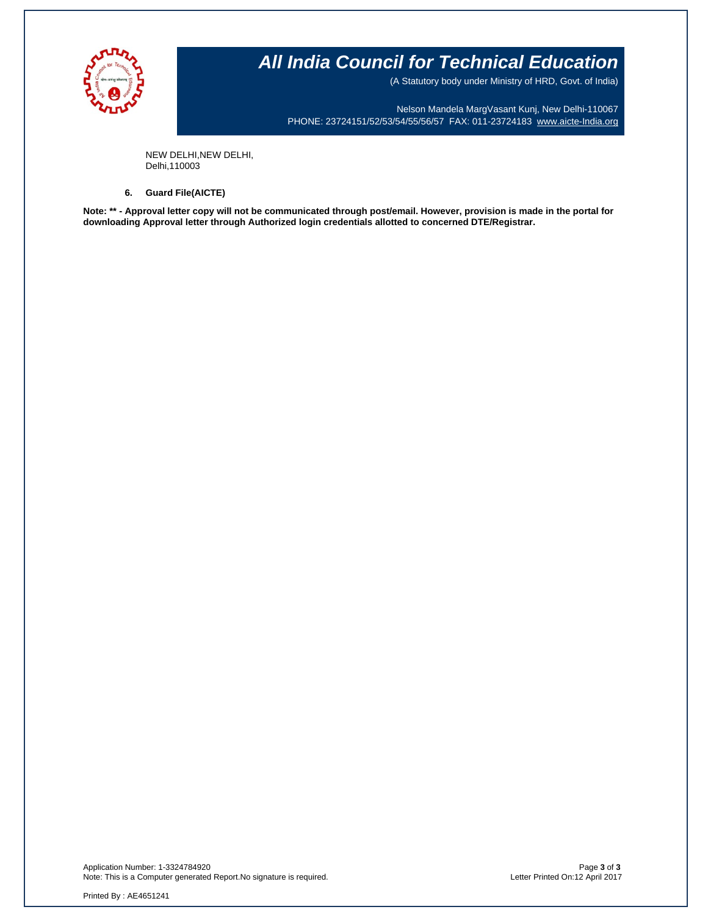NEW DELHI,NEW DELHI,
Delhi,110003

6. **Guard File(AICTE)**

**Note: \*\* - Approval letter copy will not be communicated through post/email. However, provision is made in the portal for downloading Approval letter through Authorized login credentials allotted to concerned DTE/Registrar.**

Application Number: 1-3324784920
Note: This is a Computer generated Report.No signature is required.

Letter Printed On:12 April 2017

Printed By : AE4651241